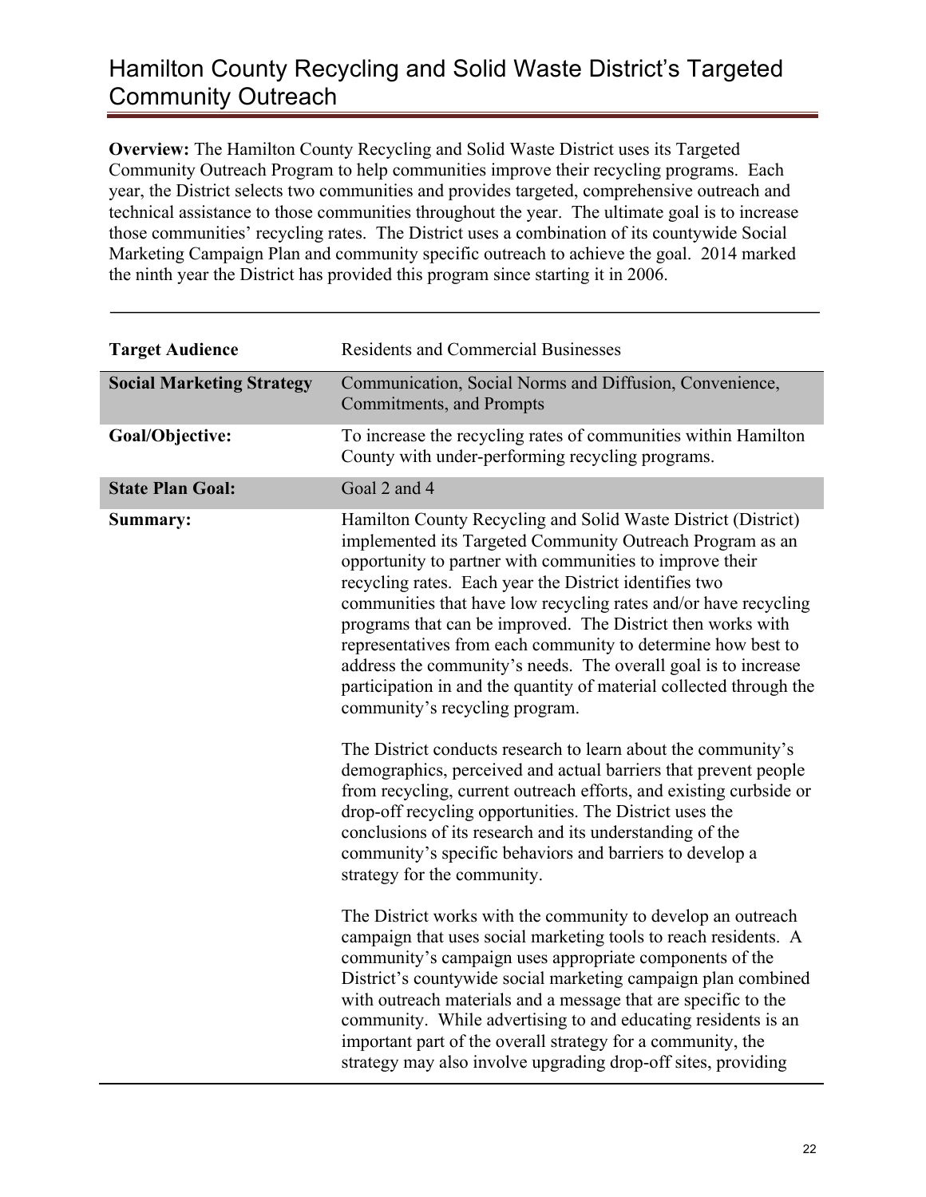# Hamilton County Recycling and Solid Waste District's Targeted Community Outreach

**Overview:** The Hamilton County Recycling and Solid Waste District uses its Targeted Community Outreach Program to help communities improve their recycling programs. Each year, the District selects two communities and provides targeted, comprehensive outreach and technical assistance to those communities throughout the year. The ultimate goal is to increase those communities' recycling rates. The District uses a combination of its countywide Social Marketing Campaign Plan and community specific outreach to achieve the goal. 2014 marked the ninth year the District has provided this program since starting it in 2006.

| | |
|---|---|
| **Target Audience** | Residents and Commercial Businesses |
| **Social Marketing Strategy** | Communication, Social Norms and Diffusion, Convenience, Commitments, and Prompts |
| **Goal/Objective:** | To increase the recycling rates of communities within Hamilton County with under-performing recycling programs. |
| **State Plan Goal:** | Goal 2 and 4 |
| **Summary:** | Hamilton County Recycling and Solid Waste District (District) implemented its Targeted Community Outreach Program as an opportunity to partner with communities to improve their recycling rates. Each year the District identifies two communities that have low recycling rates and/or have recycling programs that can be improved. The District then works with representatives from each community to determine how best to address the community's needs. The overall goal is to increase participation in and the quantity of material collected through the community's recycling program.<br><br>The District conducts research to learn about the community's demographics, perceived and actual barriers that prevent people from recycling, current outreach efforts, and existing curbside or drop-off recycling opportunities. The District uses the conclusions of its research and its understanding of the community's specific behaviors and barriers to develop a strategy for the community.<br><br>The District works with the community to develop an outreach campaign that uses social marketing tools to reach residents. A community's campaign uses appropriate components of the District's countywide social marketing campaign plan combined with outreach materials and a message that are specific to the community. While advertising to and educating residents is an important part of the overall strategy for a community, the strategy may also involve upgrading drop-off sites, providing |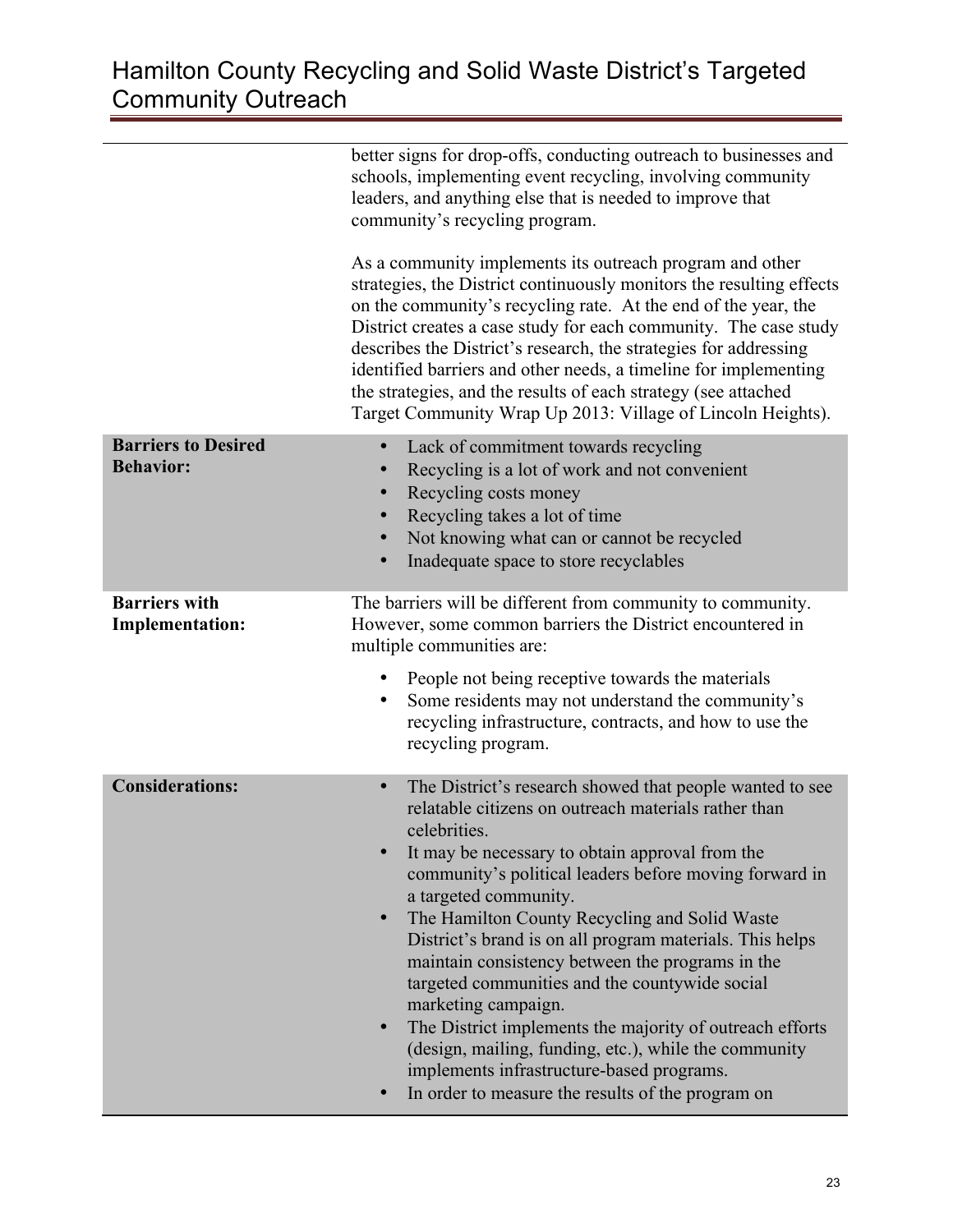| | |
|---|---|
| | better signs for drop-offs, conducting outreach to businesses and schools, implementing event recycling, involving community leaders, and anything else that is needed to improve that community's recycling program.<br><br>As a community implements its outreach program and other strategies, the District continuously monitors the resulting effects on the community's recycling rate. At the end of the year, the District creates a case study for each community. The case study describes the District's research, the strategies for addressing identified barriers and other needs, a timeline for implementing the strategies, and the results of each strategy (see attached Target Community Wrap Up 2013: Village of Lincoln Heights). |
| **Barriers to Desired Behavior:** | • Lack of commitment towards recycling<br>• Recycling is a lot of work and not convenient<br>• Recycling costs money<br>• Recycling takes a lot of time<br>• Not knowing what can or cannot be recycled<br>• Inadequate space to store recyclables |
| **Barriers with Implementation:** | The barriers will be different from community to community. However, some common barriers the District encountered in multiple communities are:<br><br>• People not being receptive towards the materials<br>• Some residents may not understand the community's recycling infrastructure, contracts, and how to use the recycling program. |
| **Considerations:** | • The District's research showed that people wanted to see relatable citizens on outreach materials rather than celebrities.<br>• It may be necessary to obtain approval from the community's political leaders before moving forward in a targeted community.<br>• The Hamilton County Recycling and Solid Waste District's brand is on all program materials. This helps maintain consistency between the programs in the targeted communities and the countywide social marketing campaign.<br>• The District implements the majority of outreach efforts (design, mailing, funding, etc.), while the community implements infrastructure-based programs.<br>• In order to measure the results of the program on |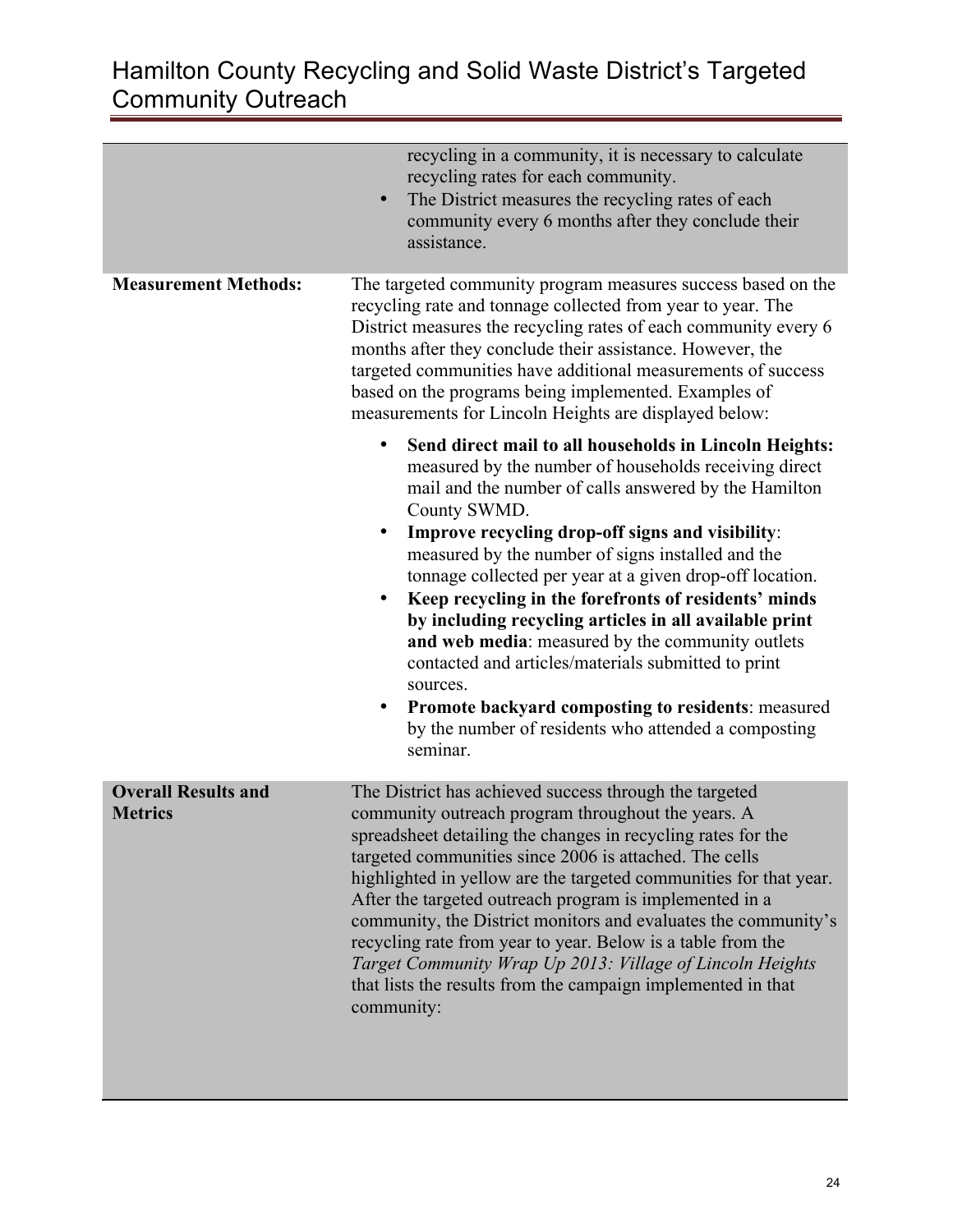| | |
|---|---|
| | recycling in a community, it is necessary to calculate recycling rates for each community.<br>• The District measures the recycling rates of each community every 6 months after they conclude their assistance. |
| **Measurement Methods:** | The targeted community program measures success based on the recycling rate and tonnage collected from year to year. The District measures the recycling rates of each community every 6 months after they conclude their assistance. However, the targeted communities have additional measurements of success based on the programs being implemented. Examples of measurements for Lincoln Heights are displayed below:<br><br>• **Send direct mail to all households in Lincoln Heights:** measured by the number of households receiving direct mail and the number of calls answered by the Hamilton County SWMD.<br>• **Improve recycling drop-off signs and visibility**: measured by the number of signs installed and the tonnage collected per year at a given drop-off location.<br>• **Keep recycling in the forefronts of residents' minds by including recycling articles in all available print and web media**: measured by the community outlets contacted and articles/materials submitted to print sources.<br>• **Promote backyard composting to residents**: measured by the number of residents who attended a composting seminar. |
| **Overall Results and Metrics** | The District has achieved success through the targeted community outreach program throughout the years. A spreadsheet detailing the changes in recycling rates for the targeted communities since 2006 is attached. The cells highlighted in yellow are the targeted communities for that year. After the targeted outreach program is implemented in a community, the District monitors and evaluates the community's recycling rate from year to year. Below is a table from the *Target Community Wrap Up 2013: Village of Lincoln Heights* that lists the results from the campaign implemented in that community: |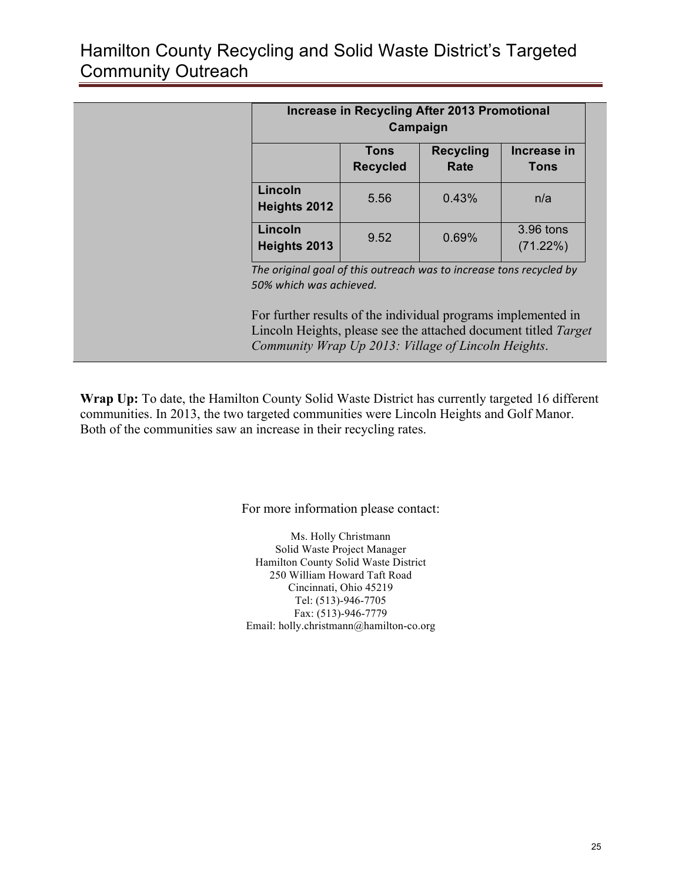# Hamilton County Recycling and Solid Waste District's Targeted Community Outreach

| Increase in Recycling After 2013 Promotional Campaign | | | |
|---|---|---|---|
| | **Tons Recycled** | **Recycling Rate** | **Increase in Tons** |
| **Lincoln Heights 2012** | 5.56 | 0.43% | n/a |
| **Lincoln Heights 2013** | 9.52 | 0.69% | 3.96 tons (71.22%) |

*The original goal of this outreach was to increase tons recycled by 50% which was achieved.*

For further results of the individual programs implemented in Lincoln Heights, please see the attached document titled *Target Community Wrap Up 2013: Village of Lincoln Heights*.

**Wrap Up:** To date, the Hamilton County Solid Waste District has currently targeted 16 different communities. In 2013, the two targeted communities were Lincoln Heights and Golf Manor. Both of the communities saw an increase in their recycling rates.

For more information please contact:

Ms. Holly Christmann
Solid Waste Project Manager
Hamilton County Solid Waste District
250 William Howard Taft Road
Cincinnati, Ohio 45219
Tel: (513)-946-7705
Fax: (513)-946-7779
Email: holly.christmann@hamilton-co.org